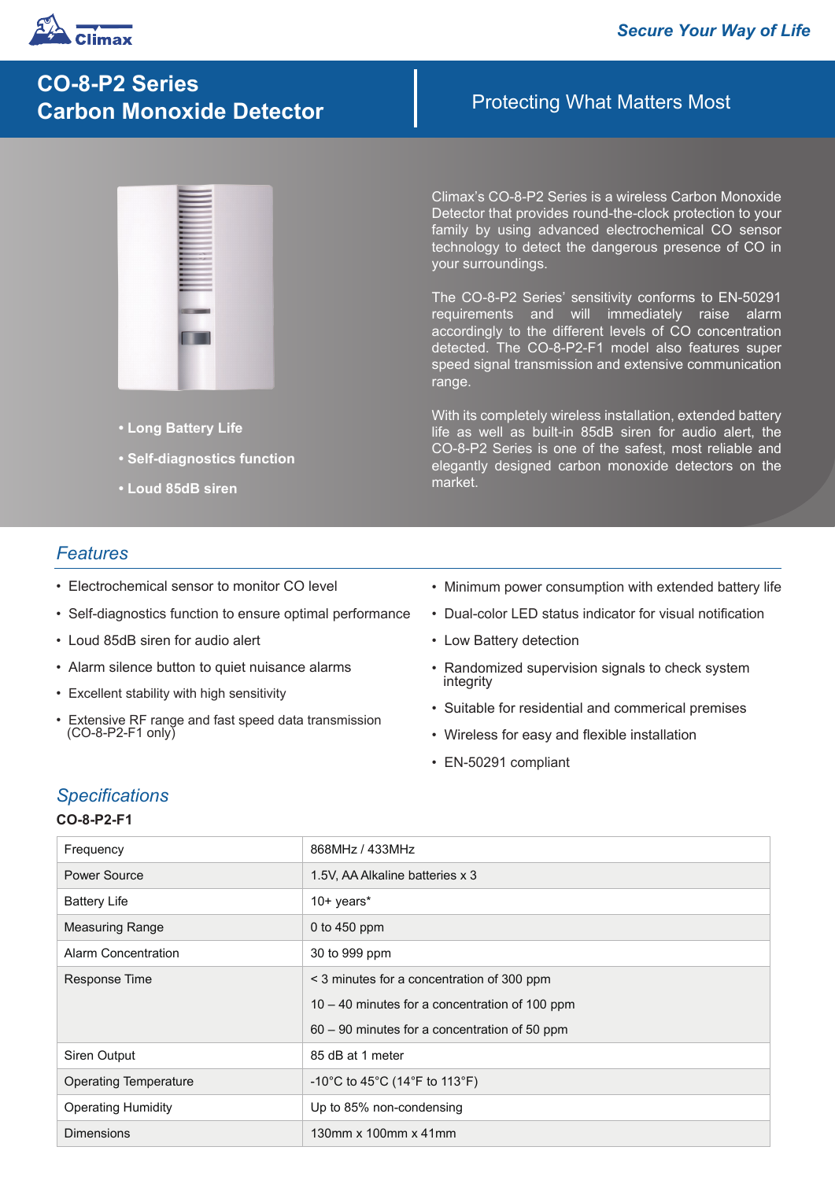Climax

*Secure Your Way of Life*

# CO-8-P2 Series Carbon Monoxide Detector

Protecting What Matters Most

- **Long Battery Life**
- **Self-diagnostics function**
- **Loud 85dB siren**

Climax's CO-8-P2 Series is a wireless Carbon Monoxide Detector that provides round-the-clock protection to your family by using advanced electrochemical CO sensor technology to detect the dangerous presence of CO in your surroundings.

The CO-8-P2 Series' sensitivity conforms to EN-50291 requirements and will immediately raise alarm accordingly to the different levels of CO concentration detected. The CO-8-P2-F1 model also features super speed signal transmission and extensive communication range.

With its completely wireless installation, extended battery life as well as built-in 85dB siren for audio alert, the CO-8-P2 Series is one of the safest, most reliable and elegantly designed carbon monoxide detectors on the market.

## *Features*

- Electrochemical sensor to monitor CO level
- Self-diagnostics function to ensure optimal performance
- Loud 85dB siren for audio alert
- Alarm silence button to quiet nuisance alarms
- Excellent stability with high sensitivity
- Extensive RF range and fast speed data transmission (CO-8-P2-F1 only)
- Minimum power consumption with extended battery life
- Dual-color LED status indicator for visual notification
- Low Battery detection
- Randomized supervision signals to check system integrity
- Suitable for residential and commerical premises
- Wireless for easy and flexible installation
- EN-50291 compliant

## *Specifications*

**CO-8-P2-F1**

| | |
|---|---|
| Frequency | 868MHz / 433MHz |
| Power Source | 1.5V, AA Alkaline batteries x 3 |
| Battery Life | 10+ years* |
| Measuring Range | 0 to 450 ppm |
| Alarm Concentration | 30 to 999 ppm |
| Response Time | < 3 minutes for a concentration of 300 ppm<br>10 – 40 minutes for a concentration of 100 ppm<br>60 – 90 minutes for a concentration of 50 ppm |
| Siren Output | 85 dB at 1 meter |
| Operating Temperature | -10°C to 45°C (14°F to 113°F) |
| Operating Humidity | Up to 85% non-condensing |
| Dimensions | 130mm x 100mm x 41mm |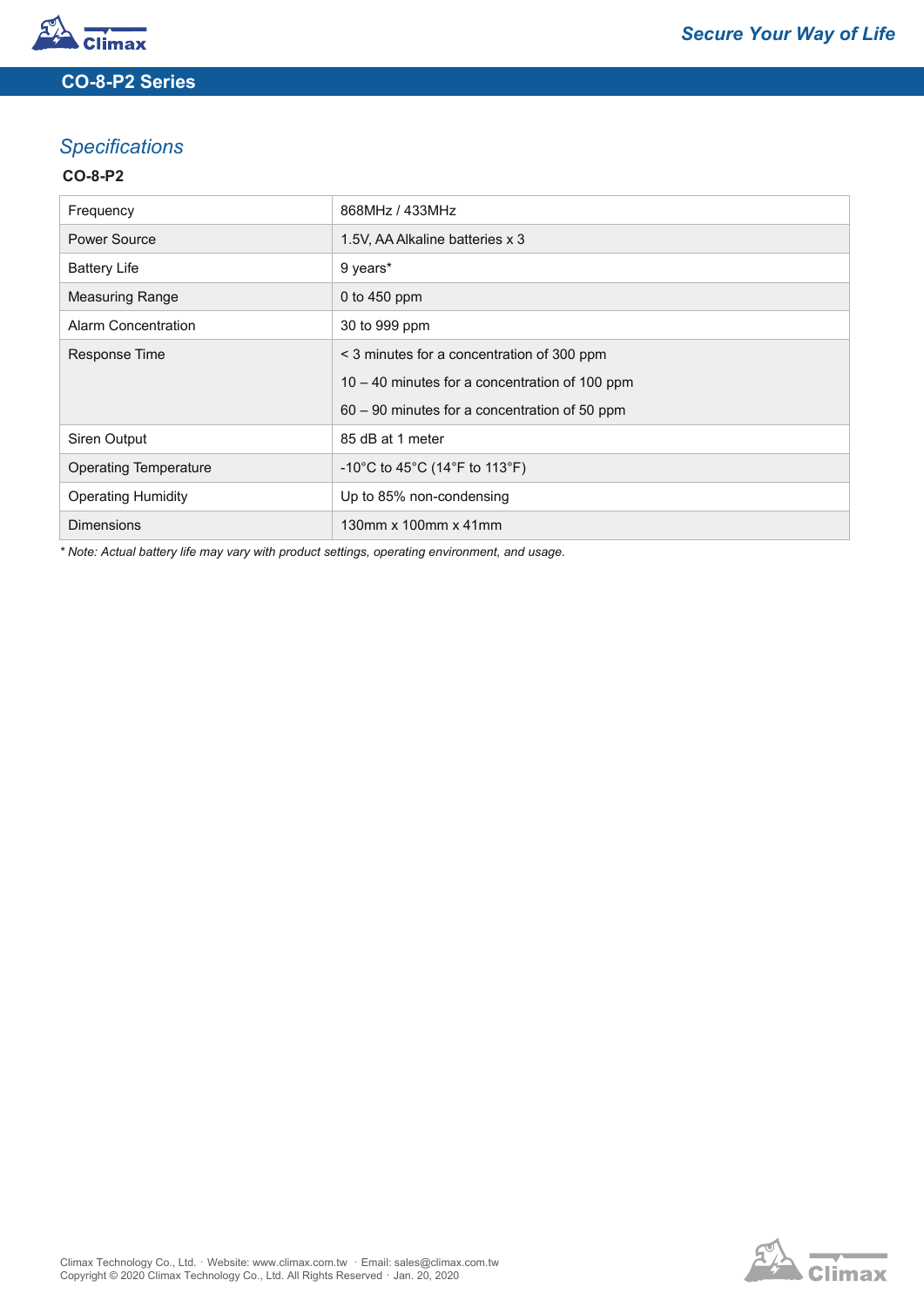## CO-8-P2 Series

## *Specifications*

**CO-8-P2**

| | |
|---|---|
| Frequency | 868MHz / 433MHz |
| Power Source | 1.5V, AA Alkaline batteries x 3 |
| Battery Life | 9 years* |
| Measuring Range | 0 to 450 ppm |
| Alarm Concentration | 30 to 999 ppm |
| Response Time | < 3 minutes for a concentration of 300 ppm<br>10 – 40 minutes for a concentration of 100 ppm<br>60 – 90 minutes for a concentration of 50 ppm |
| Siren Output | 85 dB at 1 meter |
| Operating Temperature | -10°C to 45°C (14°F to 113°F) |
| Operating Humidity | Up to 85% non-condensing |
| Dimensions | 130mm x 100mm x 41mm |

*\* Note: Actual battery life may vary with product settings, operating environment, and usage.*

Climax Technology Co., Ltd. · Website: www.climax.com.tw · Email: sales@climax.com.tw
Copyright © 2020 Climax Technology Co., Ltd. All Rights Reserved · Jan. 20, 2020